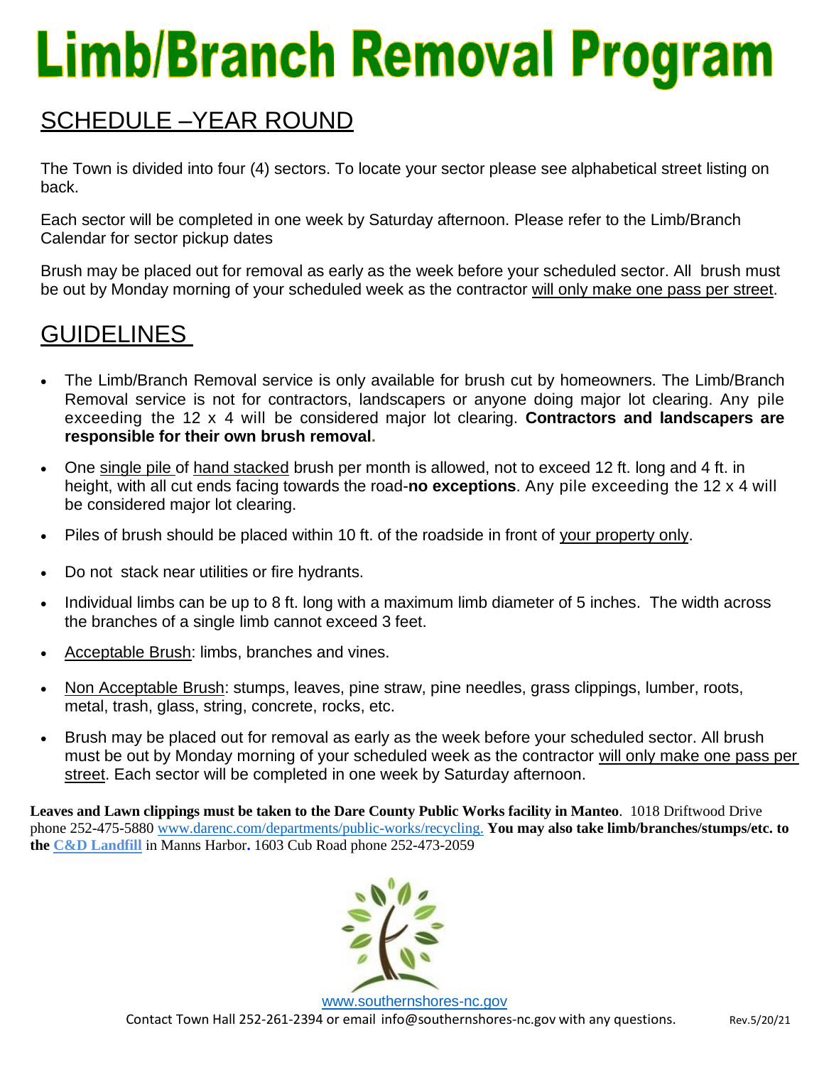# Limb/Branch Removal Program

## SCHEDULE –YEAR ROUND

The Town is divided into four (4) sectors. To locate your sector please see alphabetical street listing on back.

Each sector will be completed in one week by Saturday afternoon. Please refer to the Limb/Branch Calendar for sector pickup dates

Brush may be placed out for removal as early as the week before your scheduled sector. All brush must be out by Monday morning of your scheduled week as the contractor will only make one pass per street.

## GUIDELINES

- The Limb/Branch Removal service is only available for brush cut by homeowners. The Limb/Branch Removal service is not for contractors, landscapers or anyone doing major lot clearing. Any pile exceeding the 12 x 4 will be considered major lot clearing. **Contractors and landscapers are responsible for their own brush removal.**
- One single pile of hand stacked brush per month is allowed, not to exceed 12 ft. long and 4 ft. in height, with all cut ends facing towards the road-**no exceptions**. Any pile exceeding the 12 x 4 will be considered major lot clearing.
- Piles of brush should be placed within 10 ft. of the roadside in front of your property only.
- Do not stack near utilities or fire hydrants.
- Individual limbs can be up to 8 ft. long with a maximum limb diameter of 5 inches. The width across the branches of a single limb cannot exceed 3 feet.
- Acceptable Brush: limbs, branches and vines.
- Non Acceptable Brush: stumps, leaves, pine straw, pine needles, grass clippings, lumber, roots, metal, trash, glass, string, concrete, rocks, etc.
- Brush may be placed out for removal as early as the week before your scheduled sector. All brush must be out by Monday morning of your scheduled week as the contractor will only make one pass per street. Each sector will be completed in one week by Saturday afternoon.

**Leaves and Lawn clippings must be taken to the Dare County Public Works facility in Manteo**. 1018 Driftwood Drive phone 252-475-5880 www.darenc.com/departments/public-works/recycling. **You may also take limb/branches/stumps/etc. to the C&D Landfill** in Manns Harbor**.** 1603 Cub Road phone 252-473-2059

www.southernshores-nc.gov

Contact Town Hall 252-261-2394 or email info@southernshores-nc.gov with any questions.

Rev.5/20/21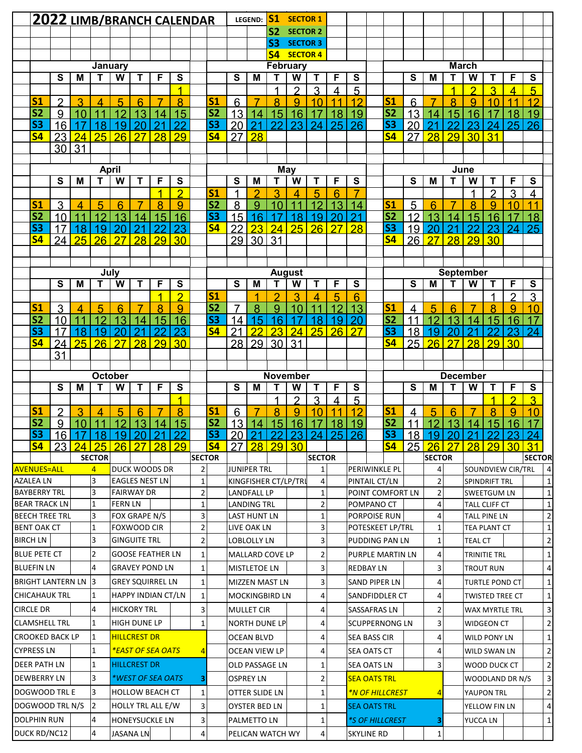# 2022 LIMB/BRANCH CALENDAR

**LEGEND:**

- **S1** SECTOR 1
- **S2** SECTOR 2
- **S3** SECTOR 3
- **S4** SECTOR 4

## January

| | S | M | T | W | T | F | S |
|---|---|---|---|---|---|---|---|
| | | | | | | | 1 |
| **S1** | 2 | 3 | 4 | 5 | 6 | 7 | 8 |
| **S2** | 9 | 10 | 11 | 12 | 13 | 14 | 15 |
| **S3** | 16 | 17 | 18 | 19 | 20 | 21 | 22 |
| **S4** | 23 | 24 | 25 | 26 | 27 | 28 | 29 |
| | 30 | 31 | | | | | |

## February

| | S | M | T | W | T | F | S |
|---|---|---|---|---|---|---|---|
| | | | 1 | 2 | 3 | 4 | 5 |
| **S1** | 6 | 7 | 8 | 9 | 10 | 11 | 12 |
| **S2** | 13 | 14 | 15 | 16 | 17 | 18 | 19 |
| **S3** | 20 | 21 | 22 | 23 | 24 | 25 | 26 |
| **S4** | 27 | 28 | | | | | |

## March

| | S | M | T | W | T | F | S |
|---|---|---|---|---|---|---|---|
| | | | 1 | 2 | 3 | 4 | 5 |
| **S1** | 6 | 7 | 8 | 9 | 10 | 11 | 12 |
| **S2** | 13 | 14 | 15 | 16 | 17 | 18 | 19 |
| **S3** | 20 | 21 | 22 | 23 | 24 | 25 | 26 |
| **S4** | 27 | 28 | 29 | 30 | 31 | | |

## April

| | S | M | T | W | T | F | S |
|---|---|---|---|---|---|---|---|
| | | | | | | 1 | 2 |
| **S1** | 3 | 4 | 5 | 6 | 7 | 8 | 9 |
| **S2** | 10 | 11 | 12 | 13 | 14 | 15 | 16 |
| **S3** | 17 | 18 | 19 | 20 | 21 | 22 | 23 |
| **S4** | 24 | 25 | 26 | 27 | 28 | 29 | 30 |

## May

| | S | M | T | W | T | F | S |
|---|---|---|---|---|---|---|---|
| **S1** | 1 | 2 | 3 | 4 | 5 | 6 | 7 |
| **S2** | 8 | 9 | 10 | 11 | 12 | 13 | 14 |
| **S3** | 15 | 16 | 17 | 18 | 19 | 20 | 21 |
| **S4** | 22 | 23 | 24 | 25 | 26 | 27 | 28 |
| | 29 | 30 | 31 | | | | |

## June

| | S | M | T | W | T | F | S |
|---|---|---|---|---|---|---|---|
| | | | | 1 | 2 | 3 | 4 |
| **S1** | 5 | 6 | 7 | 8 | 9 | 10 | 11 |
| **S2** | 12 | 13 | 14 | 15 | 16 | 17 | 18 |
| **S3** | 19 | 20 | 21 | 22 | 23 | 24 | 25 |
| **S4** | 26 | 27 | 28 | 29 | 30 | | |

## July

| | S | M | T | W | T | F | S |
|---|---|---|---|---|---|---|---|
| | | | | | | 1 | 2 |
| **S1** | 3 | 4 | 5 | 6 | 7 | 8 | 9 |
| **S2** | 10 | 11 | 12 | 13 | 14 | 15 | 16 |
| **S3** | 17 | 18 | 19 | 20 | 21 | 22 | 23 |
| **S4** | 24 | 25 | 26 | 27 | 28 | 29 | 30 |
| | 31 | | | | | | |

## August

| | S | M | T | W | T | F | S |
|---|---|---|---|---|---|---|---|
| **S1** | | 1 | 2 | 3 | 4 | 5 | 6 |
| **S2** | 7 | 8 | 9 | 10 | 11 | 12 | 13 |
| **S3** | 14 | 15 | 16 | 17 | 18 | 19 | 20 |
| **S4** | 21 | 22 | 23 | 24 | 25 | 26 | 27 |
| | 28 | 29 | 30 | 31 | | | |

## September

| | S | M | T | W | T | F | S |
|---|---|---|---|---|---|---|---|
| | | | | | 1 | 2 | 3 |
| **S1** | 4 | 5 | 6 | 7 | 8 | 9 | 10 |
| **S2** | 11 | 12 | 13 | 14 | 15 | 16 | 17 |
| **S3** | 18 | 19 | 20 | 21 | 22 | 23 | 24 |
| **S4** | 25 | 26 | 27 | 28 | 29 | 30 | |

## October

| | S | M | T | W | T | F | S |
|---|---|---|---|---|---|---|---|
| | | | | | | | 1 |
| **S1** | 2 | 3 | 4 | 5 | 6 | 7 | 8 |
| **S2** | 9 | 10 | 11 | 12 | 13 | 14 | 15 |
| **S3** | 16 | 17 | 18 | 19 | 20 | 21 | 22 |
| **S4** | 23 | 24 | 25 | 26 | 27 | 28 | 29 |

## November

| | S | M | T | W | T | F | S |
|---|---|---|---|---|---|---|---|
| | | | 1 | 2 | 3 | 4 | 5 |
| **S1** | 6 | 7 | 8 | 9 | 10 | 11 | 12 |
| **S2** | 13 | 14 | 15 | 16 | 17 | 18 | 19 |
| **S3** | 20 | 21 | 22 | 23 | 24 | 25 | 26 |
| **S4** | 27 | 28 | 29 | 30 | | | |

## December

| | S | M | T | W | T | F | S |
|---|---|---|---|---|---|---|---|
| | | | | | 1 | 2 | 3 |
| **S1** | 4 | 5 | 6 | 7 | 8 | 9 | 10 |
| **S2** | 11 | 12 | 13 | 14 | 15 | 16 | 17 |
| **S3** | 18 | 19 | 20 | 21 | 22 | 23 | 24 |
| **S4** | 25 | 26 | 27 | 28 | 29 | 30 | 31 |

## Streets by Sector

| | SECTOR | | SECTOR | | SECTOR | | SECTOR | | SECTOR |
|---|---|---|---|---|---|---|---|---|---|
| AVENUES=ALL | 4 | DUCK WOODS DR | 2 | JUNIPER TRL | 1 | PERIWINKLE PL | 4 | SOUNDVIEW CIR/TRL | 4 |
| AZALEA LN | 3 | EAGLES NEST LN | 1 | KINGFISHER CT/LP/TRL | 4 | PINTAIL CT/LN | 2 | SPINDRIFT TRL | 1 |
| BAYBERRY TRL | 3 | FAIRWAY DR | 2 | LANDFALL LP | 1 | POINT COMFORT LN | 2 | SWEETGUM LN | 1 |
| BEAR TRACK LN | 1 | FERN LN | 1 | LANDING TRL | 2 | POMPANO CT | 4 | TALL CLIFF CT | 1 |
| BEECH TREE TRL | 3 | FOX GRAPE N/S | 3 | LAST HUNT LN | 1 | PORPOISE RUN | 4 | TALL PINE LN | 2 |
| BENT OAK CT | 1 | FOXWOOD CIR | 2 | LIVE OAK LN | 3 | POTESKEET LP/TRL | 1 | TEA PLANT CT | 1 |
| BIRCH LN | 3 | GINGUITE TRL | 2 | LOBLOLLY LN | 3 | PUDDING PAN LN | 1 | TEAL CT | 2 |
| BLUE PETE CT | 2 | GOOSE FEATHER LN | 1 | MALLARD COVE LP | 2 | PURPLE MARTIN LN | 4 | TRINITIE TRL | 1 |
| BLUEFIN LN | 4 | GRAVEY POND LN | 1 | MISTLETOE LN | 3 | REDBAY LN | 3 | TROUT RUN | 4 |
| BRIGHT LANTERN LN | 3 | GREY SQUIRREL LN | 1 | MIZZEN MAST LN | 3 | SAND PIPER LN | 4 | TURTLE POND CT | 1 |
| CHICAHAUK TRL | 1 | HAPPY INDIAN CT/LN | 1 | MOCKINGBIRD LN | 4 | SANDFIDDLER CT | 4 | TWISTED TREE CT | 1 |
| CIRCLE DR | 4 | HICKORY TRL | 3 | MULLET CIR | 4 | SASSAFRAS LN | 2 | WAX MYRTLE TRL | 3 |
| CLAMSHELL TRL | 1 | HIGH DUNE LP | 1 | NORTH DUNE LP | 4 | SCUPPERNONG LN | 3 | WIDGEON CT | 2 |
| CROOKED BACK LP | 1 | HILLCREST DR | | OCEAN BLVD | 4 | SEA BASS CIR | 4 | WILD PONY LN | 1 |
| CYPRESS LN | 1 | _*EAST OF SEA OATS_ | 4 | OCEAN VIEW LP | 4 | SEA OATS CT | 4 | WILD SWAN LN | 2 |
| DEER PATH LN | 1 | HILLCREST DR | | OLD PASSAGE LN | 1 | SEA OATS LN | 3 | WOOD DUCK CT | 2 |
| DEWBERRY LN | 3 | _*WEST OF SEA OATS_ | 3 | OSPREY LN | 2 | SEA OATS TRL | | WOODLAND DR N/S | 3 |
| DOGWOOD TRL E | 3 | HOLLOW BEACH CT | 1 | OTTER SLIDE LN | 1 | _*N OF HILLCREST_ | 4 | YAUPON TRL | 2 |
| DOGWOOD TRL N/S | 2 | HOLLY TRL ALL E/W | 3 | OYSTER BED LN | 1 | SEA OATS TRL | | YELLOW FIN LN | 4 |
| DOLPHIN RUN | 4 | HONEYSUCKLE LN | 3 | PALMETTO LN | 1 | _*S OF HILLCREST_ | 3 | YUCCA LN | 1 |
| DUCK RD/NC12 | 4 | JASANA LN | 4 | PELICAN WATCH WY | 4 | SKYLINE RD | 1 | | |